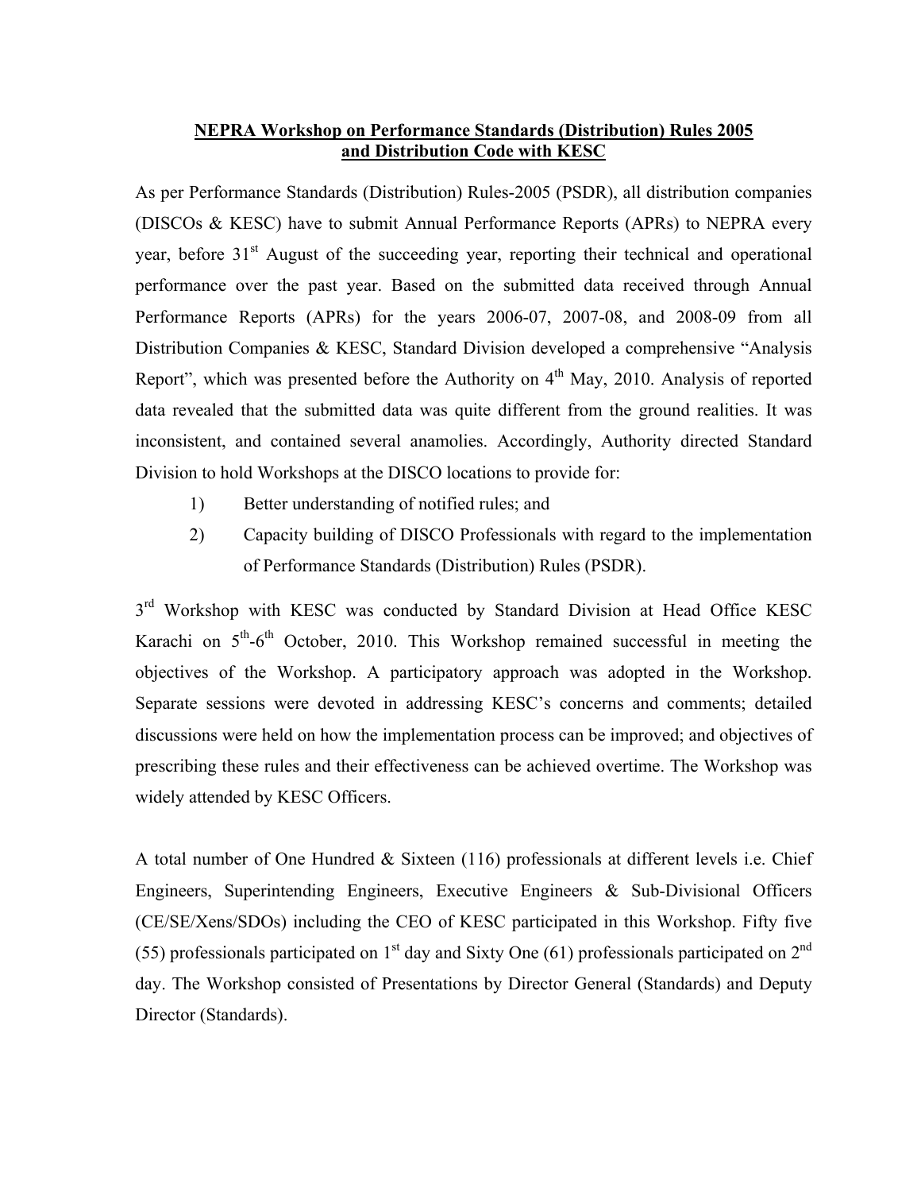**NEPRA Workshop on Performance Standards (Distribution) Rules 2005 and Distribution Code with KESC**

As per Performance Standards (Distribution) Rules-2005 (PSDR), all distribution companies (DISCOs & KESC) have to submit Annual Performance Reports (APRs) to NEPRA every year, before 31st August of the succeeding year, reporting their technical and operational performance over the past year. Based on the submitted data received through Annual Performance Reports (APRs) for the years 2006-07, 2007-08, and 2008-09 from all Distribution Companies & KESC, Standard Division developed a comprehensive "Analysis Report", which was presented before the Authority on 4th May, 2010. Analysis of reported data revealed that the submitted data was quite different from the ground realities. It was inconsistent, and contained several anamolies. Accordingly, Authority directed Standard Division to hold Workshops at the DISCO locations to provide for:

1) Better understanding of notified rules; and
2) Capacity building of DISCO Professionals with regard to the implementation of Performance Standards (Distribution) Rules (PSDR).

3rd Workshop with KESC was conducted by Standard Division at Head Office KESC Karachi on 5th-6th October, 2010. This Workshop remained successful in meeting the objectives of the Workshop. A participatory approach was adopted in the Workshop. Separate sessions were devoted in addressing KESC's concerns and comments; detailed discussions were held on how the implementation process can be improved; and objectives of prescribing these rules and their effectiveness can be achieved overtime. The Workshop was widely attended by KESC Officers.

A total number of One Hundred & Sixteen (116) professionals at different levels i.e. Chief Engineers, Superintending Engineers, Executive Engineers & Sub-Divisional Officers (CE/SE/Xens/SDOs) including the CEO of KESC participated in this Workshop. Fifty five (55) professionals participated on 1st day and Sixty One (61) professionals participated on 2nd day. The Workshop consisted of Presentations by Director General (Standards) and Deputy Director (Standards).